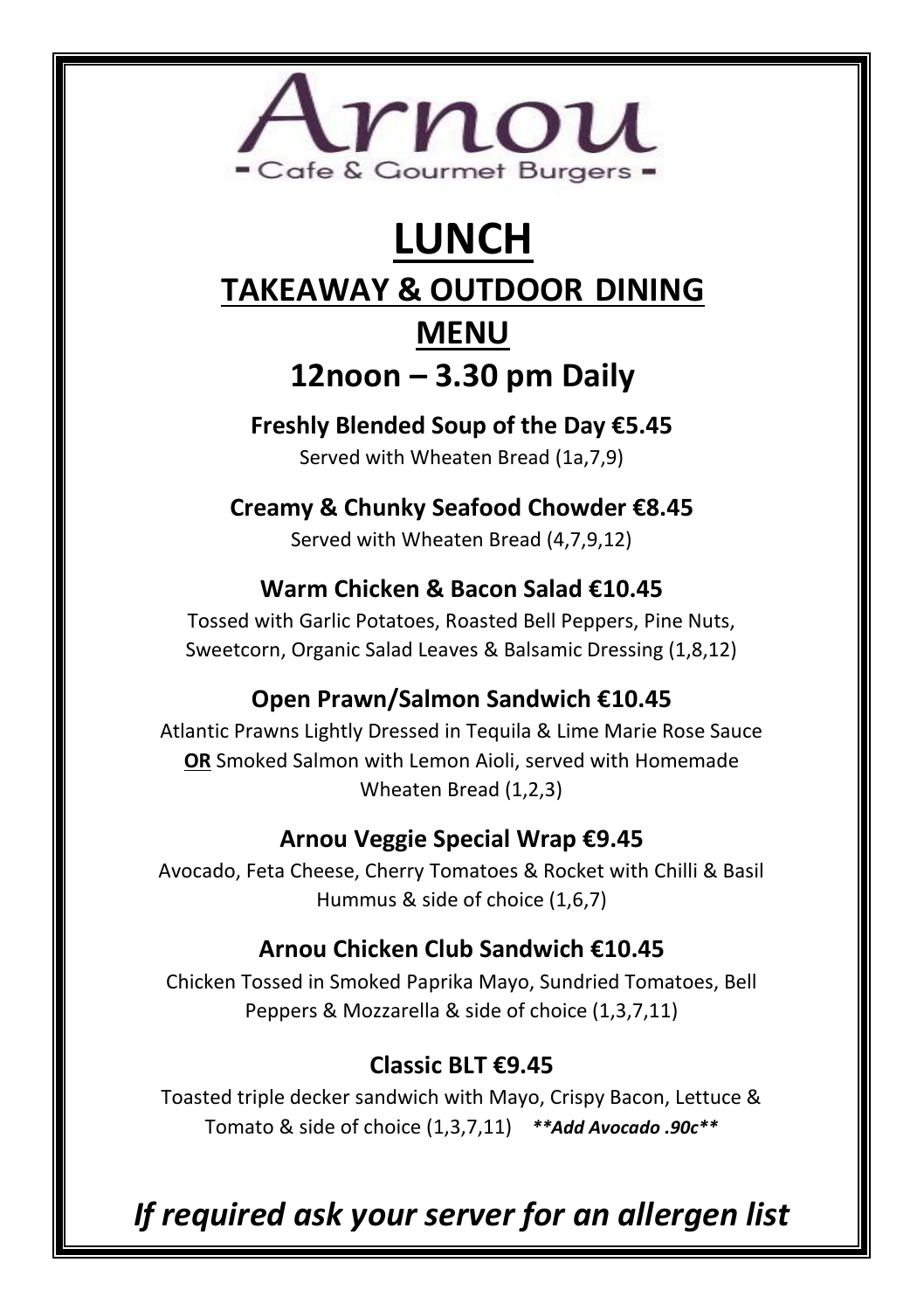# Arnou

- Cafe & Gourmet Burgers -

# LUNCH

## TAKEAWAY & OUTDOOR DINING

## MENU

## 12noon – 3.30 pm Daily

**Freshly Blended Soup of the Day €5.45**

Served with Wheaten Bread (1a,7,9)

**Creamy & Chunky Seafood Chowder €8.45**

Served with Wheaten Bread (4,7,9,12)

**Warm Chicken & Bacon Salad €10.45**

Tossed with Garlic Potatoes, Roasted Bell Peppers, Pine Nuts, Sweetcorn, Organic Salad Leaves & Balsamic Dressing (1,8,12)

**Open Prawn/Salmon Sandwich €10.45**

Atlantic Prawns Lightly Dressed in Tequila & Lime Marie Rose Sauce **OR** Smoked Salmon with Lemon Aioli, served with Homemade Wheaten Bread (1,2,3)

**Arnou Veggie Special Wrap €9.45**

Avocado, Feta Cheese, Cherry Tomatoes & Rocket with Chilli & Basil Hummus & side of choice (1,6,7)

**Arnou Chicken Club Sandwich €10.45**

Chicken Tossed in Smoked Paprika Mayo, Sundried Tomatoes, Bell Peppers & Mozzarella & side of choice (1,3,7,11)

**Classic BLT €9.45**

Toasted triple decker sandwich with Mayo, Crispy Bacon, Lettuce & Tomato & side of choice (1,3,7,11) ***\*\*Add Avocado .90c\*\****

*If required ask your server for an allergen list*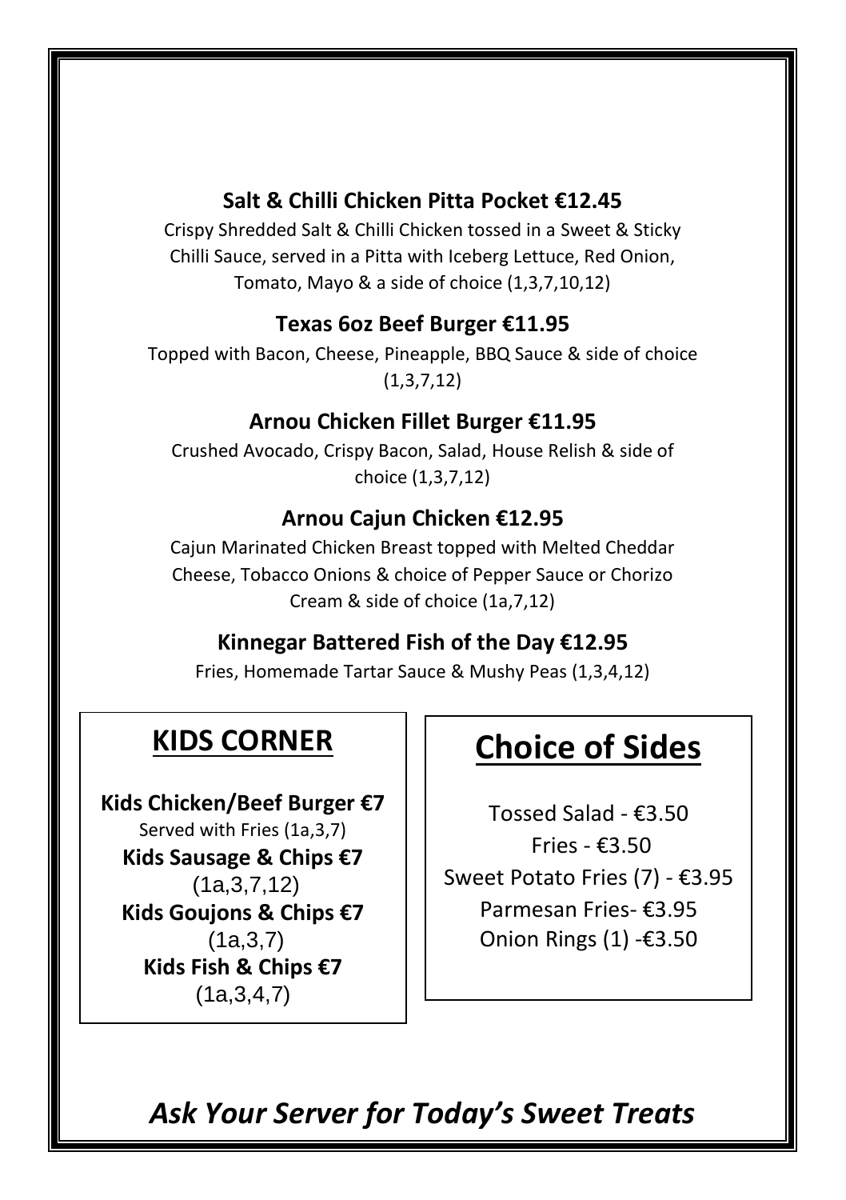**Salt & Chilli Chicken Pitta Pocket €12.45**

Crispy Shredded Salt & Chilli Chicken tossed in a Sweet & Sticky Chilli Sauce, served in a Pitta with Iceberg Lettuce, Red Onion, Tomato, Mayo & a side of choice (1,3,7,10,12)

**Texas 6oz Beef Burger €11.95**

Topped with Bacon, Cheese, Pineapple, BBQ Sauce & side of choice (1,3,7,12)

**Arnou Chicken Fillet Burger €11.95**

Crushed Avocado, Crispy Bacon, Salad, House Relish & side of choice (1,3,7,12)

**Arnou Cajun Chicken €12.95**

Cajun Marinated Chicken Breast topped with Melted Cheddar Cheese, Tobacco Onions & choice of Pepper Sauce or Chorizo Cream & side of choice (1a,7,12)

**Kinnegar Battered Fish of the Day €12.95**

Fries, Homemade Tartar Sauce & Mushy Peas (1,3,4,12)

## KIDS CORNER

**Kids Chicken/Beef Burger €7**
Served with Fries (1a,3,7)

**Kids Sausage & Chips €7**
(1a,3,7,12)

**Kids Goujons & Chips €7**
(1a,3,7)

**Kids Fish & Chips €7**
(1a,3,4,7)

## Choice of Sides

Tossed Salad - €3.50
Fries - €3.50
Sweet Potato Fries (7) - €3.95
Parmesan Fries- €3.95
Onion Rings (1) -€3.50

***Ask Your Server for Today's Sweet Treats***